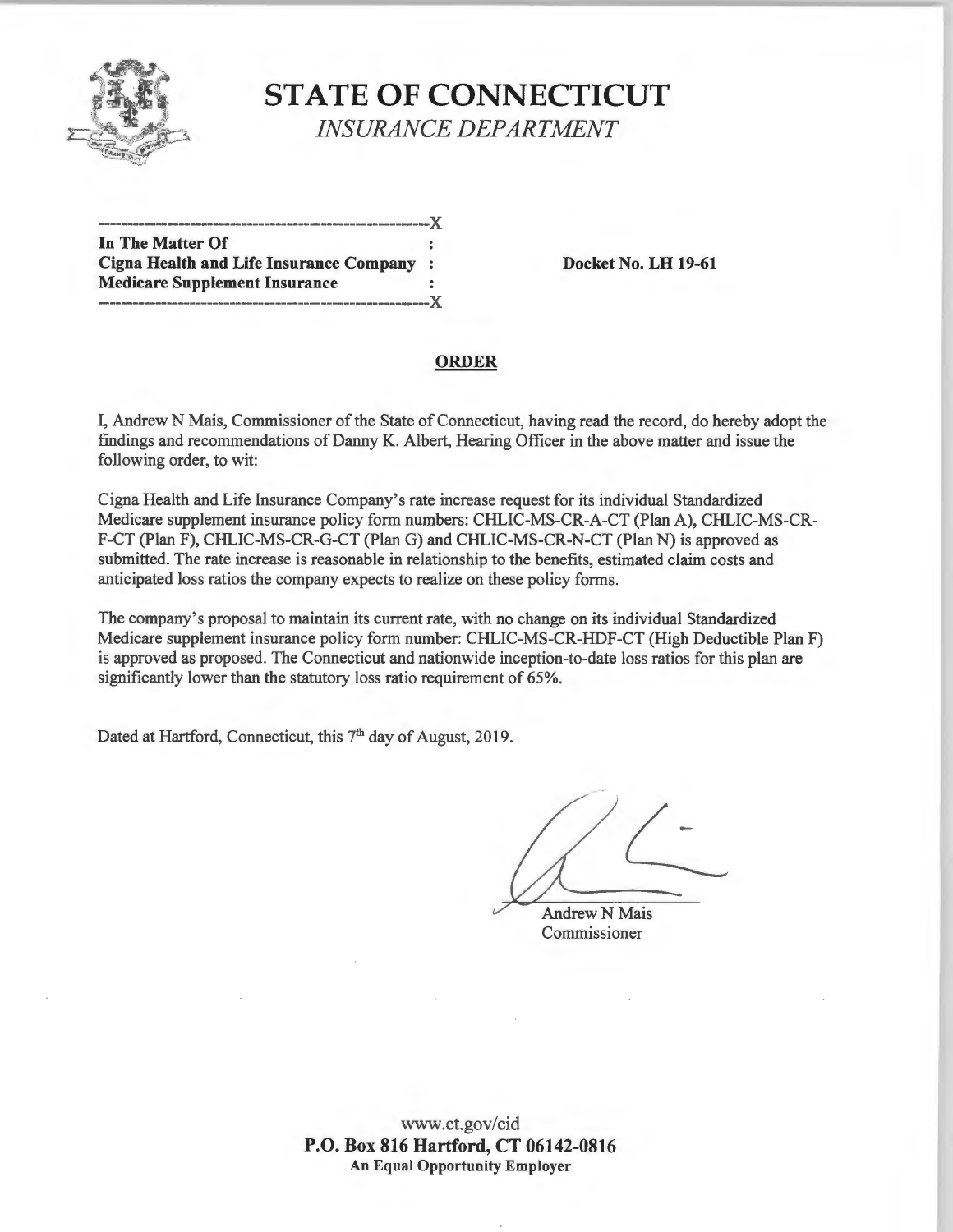# STATE OF CONNECTICUT

*INSURANCE DEPARTMENT*

---

**In The Matter Of**
**Cigna Health and Life Insurance Company** :
**Medicare Supplement Insurance** :

---

**Docket No. LH 19-61**

## ORDER

I, Andrew N Mais, Commissioner of the State of Connecticut, having read the record, do hereby adopt the findings and recommendations of Danny K. Albert, Hearing Officer in the above matter and issue the following order, to wit:

Cigna Health and Life Insurance Company's rate increase request for its individual Standardized Medicare supplement insurance policy form numbers: CHLIC-MS-CR-A-CT (Plan A), CHLIC-MS-CR-F-CT (Plan F), CHLIC-MS-CR-G-CT (Plan G) and CHLIC-MS-CR-N-CT (Plan N) is approved as submitted. The rate increase is reasonable in relationship to the benefits, estimated claim costs and anticipated loss ratios the company expects to realize on these policy forms.

The company's proposal to maintain its current rate, with no change on its individual Standardized Medicare supplement insurance policy form number: CHLIC-MS-CR-HDF-CT (High Deductible Plan F) is approved as proposed. The Connecticut and nationwide inception-to-date loss ratios for this plan are significantly lower than the statutory loss ratio requirement of 65%.

Dated at Hartford, Connecticut, this 7th day of August, 2019.

Andrew N Mais
Commissioner

www.ct.gov/cid
**P.O. Box 816 Hartford, CT 06142-0816**
**An Equal Opportunity Employer**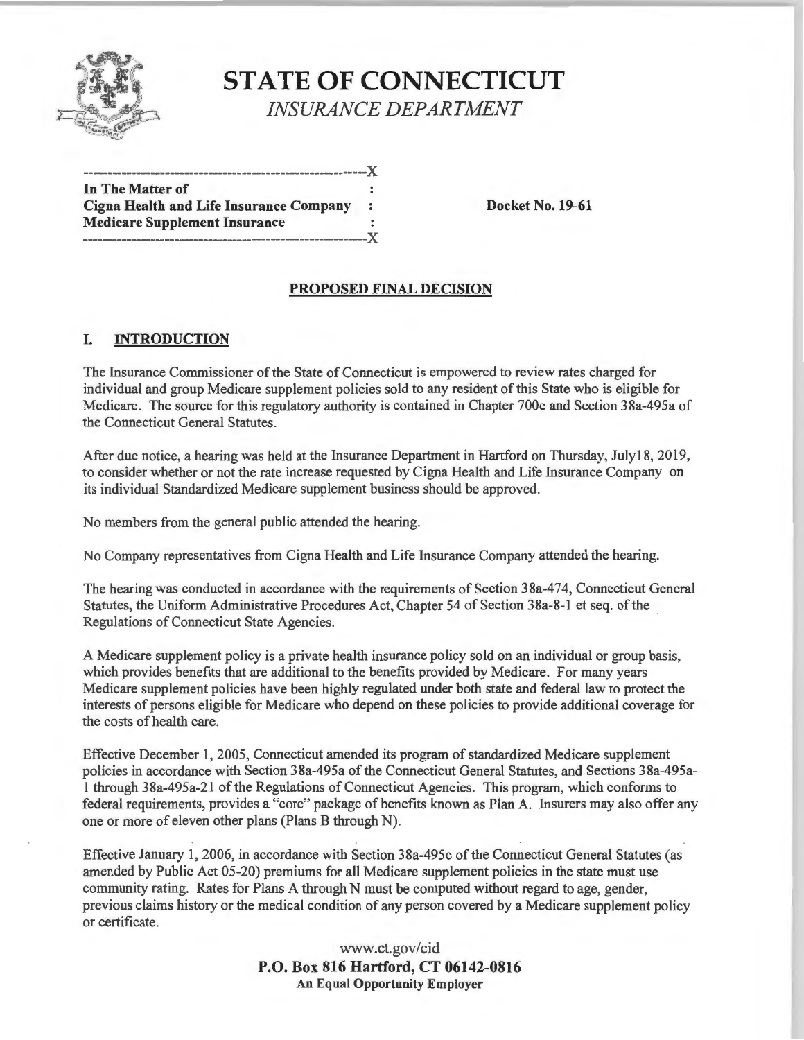# STATE OF CONNECTICUT

*INSURANCE DEPARTMENT*

| In The Matter of | | |
|---|---|---|
| Cigna Health and Life Insurance Company | : | Docket No. 19-61 |
| Medicare Supplement Insurance | : | |

## PROPOSED FINAL DECISION

### I. INTRODUCTION

The Insurance Commissioner of the State of Connecticut is empowered to review rates charged for individual and group Medicare supplement policies sold to any resident of this State who is eligible for Medicare. The source for this regulatory authority is contained in Chapter 700c and Section 38a-495a of the Connecticut General Statutes.

After due notice, a hearing was held at the Insurance Department in Hartford on Thursday, July18, 2019, to consider whether or not the rate increase requested by Cigna Health and Life Insurance Company on its individual Standardized Medicare supplement business should be approved.

No members from the general public attended the hearing.

No Company representatives from Cigna Health and Life Insurance Company attended the hearing.

The hearing was conducted in accordance with the requirements of Section 38a-474, Connecticut General Statutes, the Uniform Administrative Procedures Act, Chapter 54 of Section 38a-8-1 et seq. of the Regulations of Connecticut State Agencies.

A Medicare supplement policy is a private health insurance policy sold on an individual or group basis, which provides benefits that are additional to the benefits provided by Medicare. For many years Medicare supplement policies have been highly regulated under both state and federal law to protect the interests of persons eligible for Medicare who depend on these policies to provide additional coverage for the costs of health care.

Effective December 1, 2005, Connecticut amended its program of standardized Medicare supplement policies in accordance with Section 38a-495a of the Connecticut General Statutes, and Sections 38a-495a-1 through 38a-495a-21 of the Regulations of Connecticut Agencies. This program, which conforms to federal requirements, provides a "core" package of benefits known as Plan A. Insurers may also offer any one or more of eleven other plans (Plans B through N).

Effective January 1, 2006, in accordance with Section 38a-495c of the Connecticut General Statutes (as amended by Public Act 05-20) premiums for all Medicare supplement policies in the state must use community rating. Rates for Plans A through N must be computed without regard to age, gender, previous claims history or the medical condition of any person covered by a Medicare supplement policy or certificate.

www.ct.gov/cid

**P.O. Box 816 Hartford, CT 06142-0816**

**An Equal Opportunity Employer**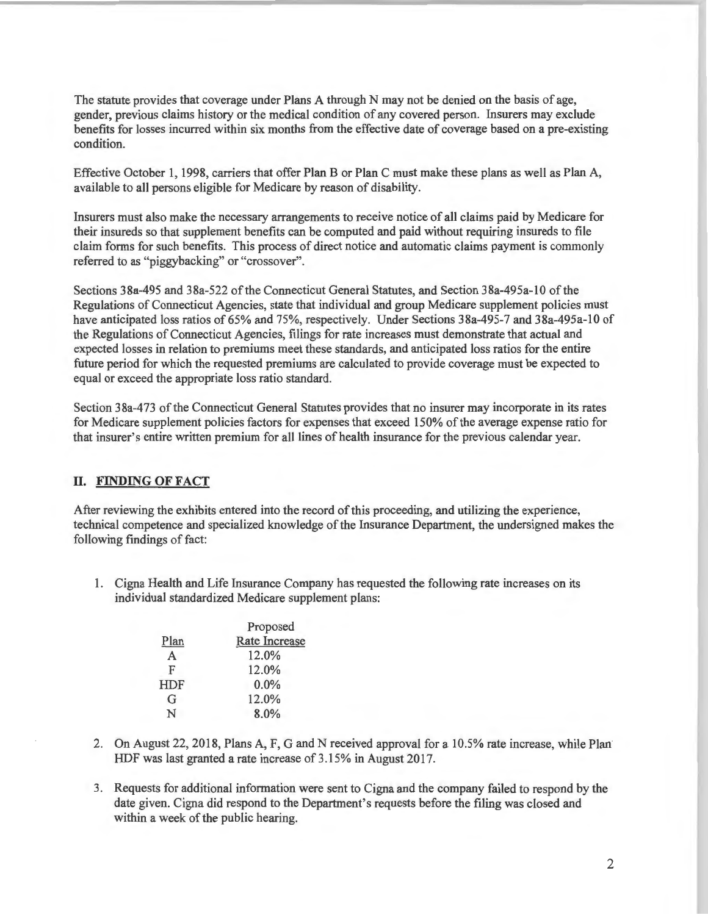The statute provides that coverage under Plans A through N may not be denied on the basis of age, gender, previous claims history or the medical condition of any covered person. Insurers may exclude benefits for losses incurred within six months from the effective date of coverage based on a pre-existing condition.

Effective October 1, 1998, carriers that offer Plan B or Plan C must make these plans as well as Plan A, available to all persons eligible for Medicare by reason of disability.

Insurers must also make the necessary arrangements to receive notice of all claims paid by Medicare for their insureds so that supplement benefits can be computed and paid without requiring insureds to file claim forms for such benefits. This process of direct notice and automatic claims payment is commonly referred to as "piggybacking" or "crossover".

Sections 38a-495 and 38a-522 of the Connecticut General Statutes, and Section 38a-495a-10 of the Regulations of Connecticut Agencies, state that individual and group Medicare supplement policies must have anticipated loss ratios of 65% and 75%, respectively. Under Sections 38a-495-7 and 38a-495a-10 of the Regulations of Connecticut Agencies, filings for rate increases must demonstrate that actual and expected losses in relation to premiums meet these standards, and anticipated loss ratios for the entire future period for which the requested premiums are calculated to provide coverage must be expected to equal or exceed the appropriate loss ratio standard.

Section 38a-473 of the Connecticut General Statutes provides that no insurer may incorporate in its rates for Medicare supplement policies factors for expenses that exceed 150% of the average expense ratio for that insurer's entire written premium for all lines of health insurance for the previous calendar year.

## II. FINDING OF FACT

After reviewing the exhibits entered into the record of this proceeding, and utilizing the experience, technical competence and specialized knowledge of the Insurance Department, the undersigned makes the following findings of fact:

1. Cigna Health and Life Insurance Company has requested the following rate increases on its individual standardized Medicare supplement plans:

| Plan | Proposed Rate Increase |
|---|---|
| A | 12.0% |
| F | 12.0% |
| HDF | 0.0% |
| G | 12.0% |
| N | 8.0% |

2. On August 22, 2018, Plans A, F, G and N received approval for a 10.5% rate increase, while Plan HDF was last granted a rate increase of 3.15% in August 2017.

3. Requests for additional information were sent to Cigna and the company failed to respond by the date given. Cigna did respond to the Department's requests before the filing was closed and within a week of the public hearing.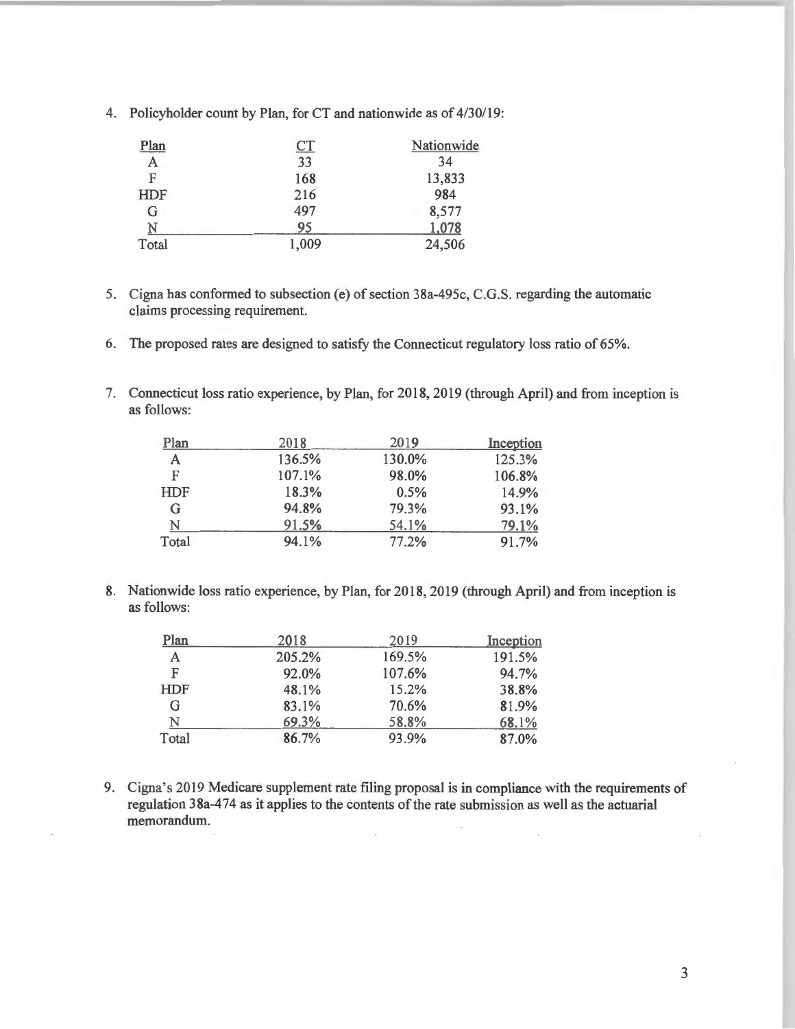4. Policyholder count by Plan, for CT and nationwide as of 4/30/19:

| Plan | CT | Nationwide |
|---|---|---|
| A | 33 | 34 |
| F | 168 | 13,833 |
| HDF | 216 | 984 |
| G | 497 | 8,577 |
| N | 95 | 1,078 |
| Total | 1,009 | 24,506 |

5. Cigna has conformed to subsection (e) of section 38a-495c, C.G.S. regarding the automatic claims processing requirement.

6. The proposed rates are designed to satisfy the Connecticut regulatory loss ratio of 65%.

7. Connecticut loss ratio experience, by Plan, for 2018, 2019 (through April) and from inception is as follows:

| Plan | 2018 | 2019 | Inception |
|---|---|---|---|
| A | 136.5% | 130.0% | 125.3% |
| F | 107.1% | 98.0% | 106.8% |
| HDF | 18.3% | 0.5% | 14.9% |
| G | 94.8% | 79.3% | 93.1% |
| N | 91.5% | 54.1% | 79.1% |
| Total | 94.1% | 77.2% | 91.7% |

8. Nationwide loss ratio experience, by Plan, for 2018, 2019 (through April) and from inception is as follows:

| Plan | 2018 | 2019 | Inception |
|---|---|---|---|
| A | 205.2% | 169.5% | 191.5% |
| F | 92.0% | 107.6% | 94.7% |
| HDF | 48.1% | 15.2% | 38.8% |
| G | 83.1% | 70.6% | 81.9% |
| N | 69.3% | 58.8% | 68.1% |
| Total | 86.7% | 93.9% | 87.0% |

9. Cigna's 2019 Medicare supplement rate filing proposal is in compliance with the requirements of regulation 38a-474 as it applies to the contents of the rate submission as well as the actuarial memorandum.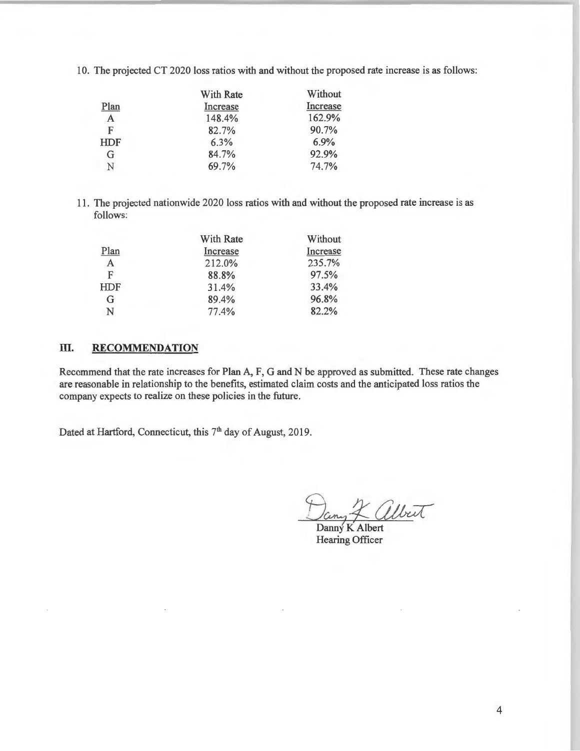10. The projected CT 2020 loss ratios with and without the proposed rate increase is as follows:

| Plan | With Rate Increase | Without Increase |
|---|---|---|
| A | 148.4% | 162.9% |
| F | 82.7% | 90.7% |
| HDF | 6.3% | 6.9% |
| G | 84.7% | 92.9% |
| N | 69.7% | 74.7% |

11. The projected nationwide 2020 loss ratios with and without the proposed rate increase is as follows:

| Plan | With Rate Increase | Without Increase |
|---|---|---|
| A | 212.0% | 235.7% |
| F | 88.8% | 97.5% |
| HDF | 31.4% | 33.4% |
| G | 89.4% | 96.8% |
| N | 77.4% | 82.2% |

## III. RECOMMENDATION

Recommend that the rate increases for Plan A, F, G and N be approved as submitted. These rate changes are reasonable in relationship to the benefits, estimated claim costs and the anticipated loss ratios the company expects to realize on these policies in the future.

Dated at Hartford, Connecticut, this 7th day of August, 2019.

Danny K Albert
Hearing Officer